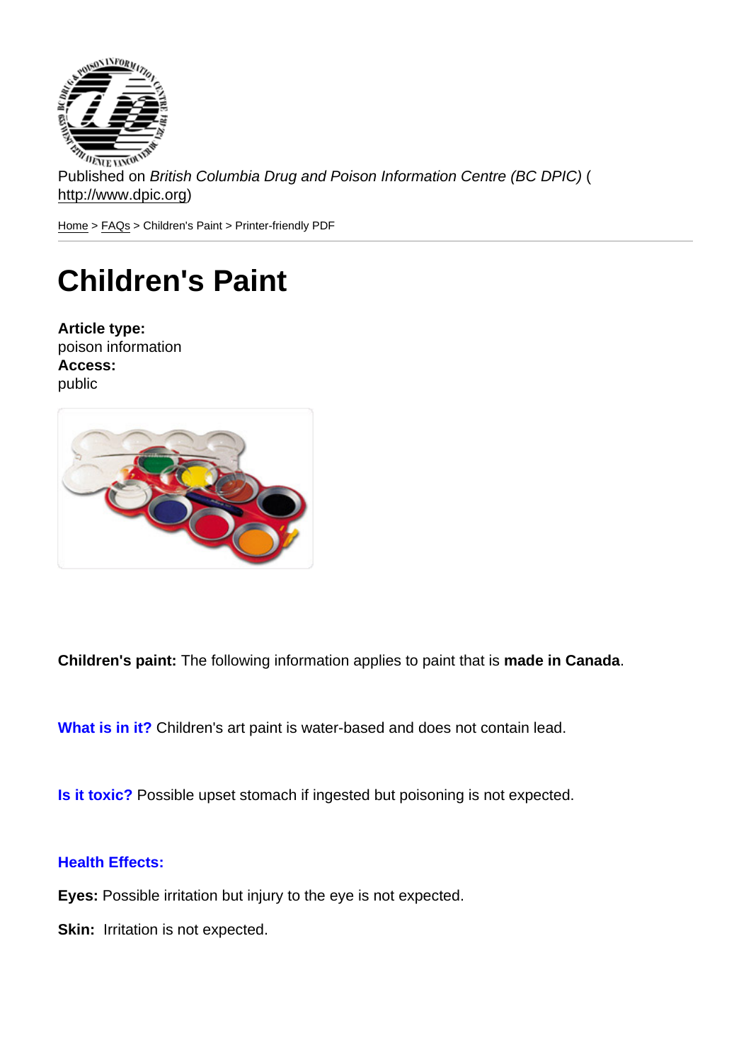Published on *British Columbia Drug and Poison Information Centre (BC DPIC)* (http://www.dpic.org)

Home > FAQs > Children's Paint > Printer-friendly PDF

# Children's Paint

**Article type:**
poison information
**Access:**
public

**Children's paint:** The following information applies to paint that is **made in Canada**.

**What is in it?** Children's art paint is water-based and does not contain lead.

**Is it toxic?** Possible upset stomach if ingested but poisoning is not expected.

**Health Effects:**

**Eyes:** Possible irritation but injury to the eye is not expected.

**Skin:** Irritation is not expected.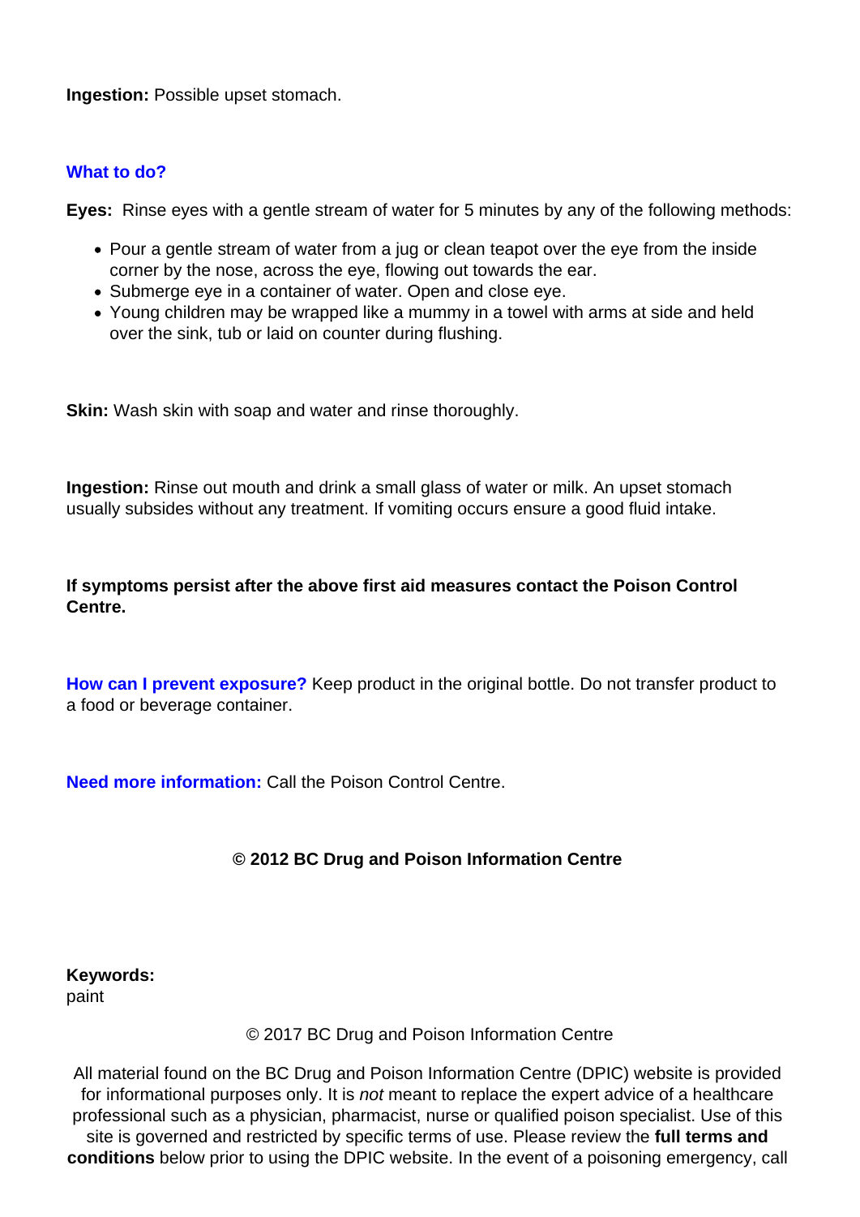**Ingestion:** Possible upset stomach.

## What to do?

**Eyes:** Rinse eyes with a gentle stream of water for 5 minutes by any of the following methods:

- Pour a gentle stream of water from a jug or clean teapot over the eye from the inside corner by the nose, across the eye, flowing out towards the ear.
- Submerge eye in a container of water. Open and close eye.
- Young children may be wrapped like a mummy in a towel with arms at side and held over the sink, tub or laid on counter during flushing.

**Skin:** Wash skin with soap and water and rinse thoroughly.

**Ingestion:** Rinse out mouth and drink a small glass of water or milk. An upset stomach usually subsides without any treatment. If vomiting occurs ensure a good fluid intake.

**If symptoms persist after the above first aid measures contact the Poison Control Centre.**

**How can I prevent exposure?** Keep product in the original bottle. Do not transfer product to a food or beverage container.

**Need more information:** Call the Poison Control Centre.

**© 2012 BC Drug and Poison Information Centre**

**Keywords:**
paint

© 2017 BC Drug and Poison Information Centre

All material found on the BC Drug and Poison Information Centre (DPIC) website is provided for informational purposes only. It is *not* meant to replace the expert advice of a healthcare professional such as a physician, pharmacist, nurse or qualified poison specialist. Use of this site is governed and restricted by specific terms of use. Please review the **full terms and conditions** below prior to using the DPIC website. In the event of a poisoning emergency, call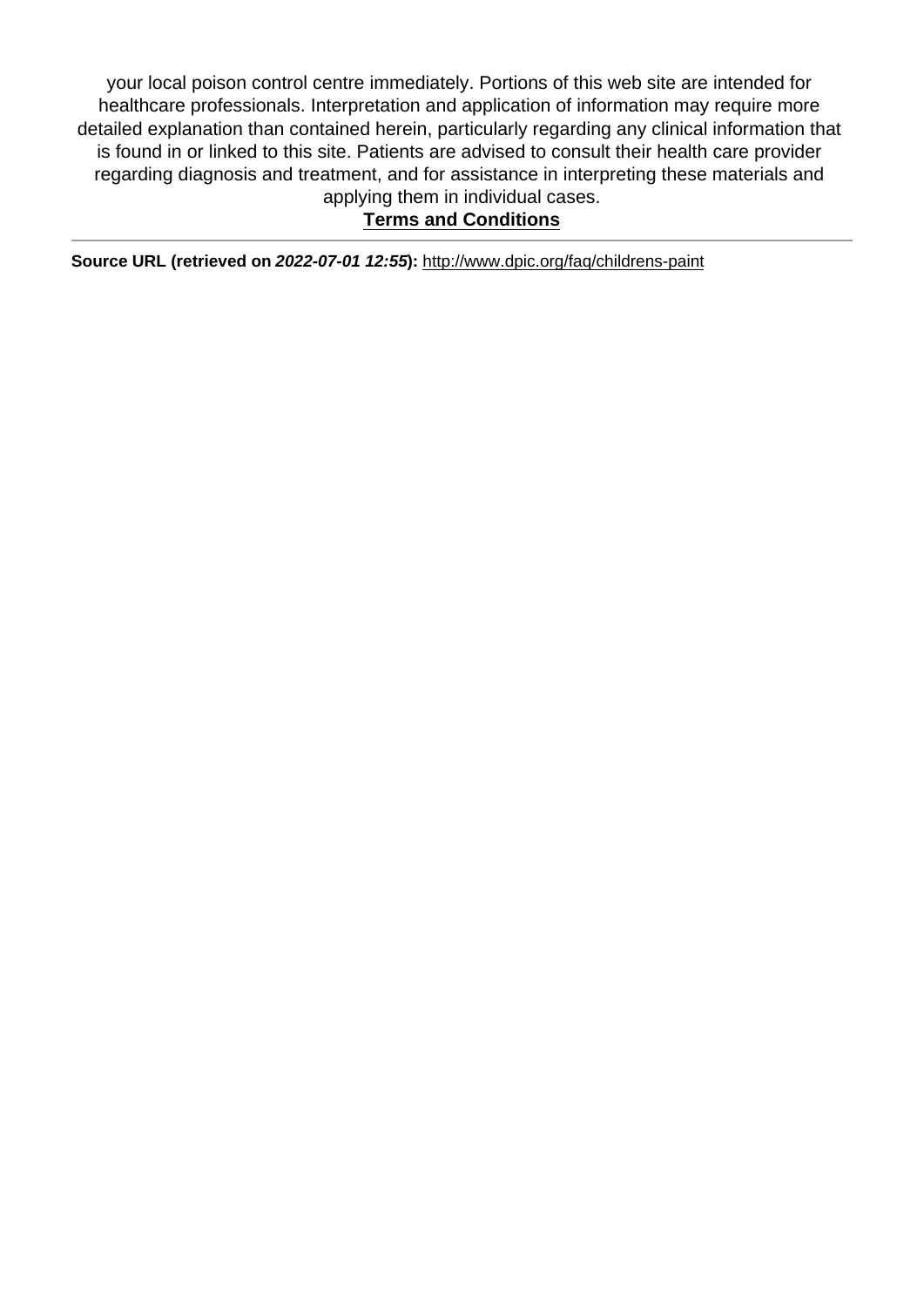your local poison control centre immediately. Portions of this web site are intended for healthcare professionals. Interpretation and application of information may require more detailed explanation than contained herein, particularly regarding any clinical information that is found in or linked to this site. Patients are advised to consult their health care provider regarding diagnosis and treatment, and for assistance in interpreting these materials and applying them in individual cases.

**Terms and Conditions**

---

**Source URL (retrieved on *2022-07-01 12:55*):** http://www.dpic.org/faq/childrens-paint